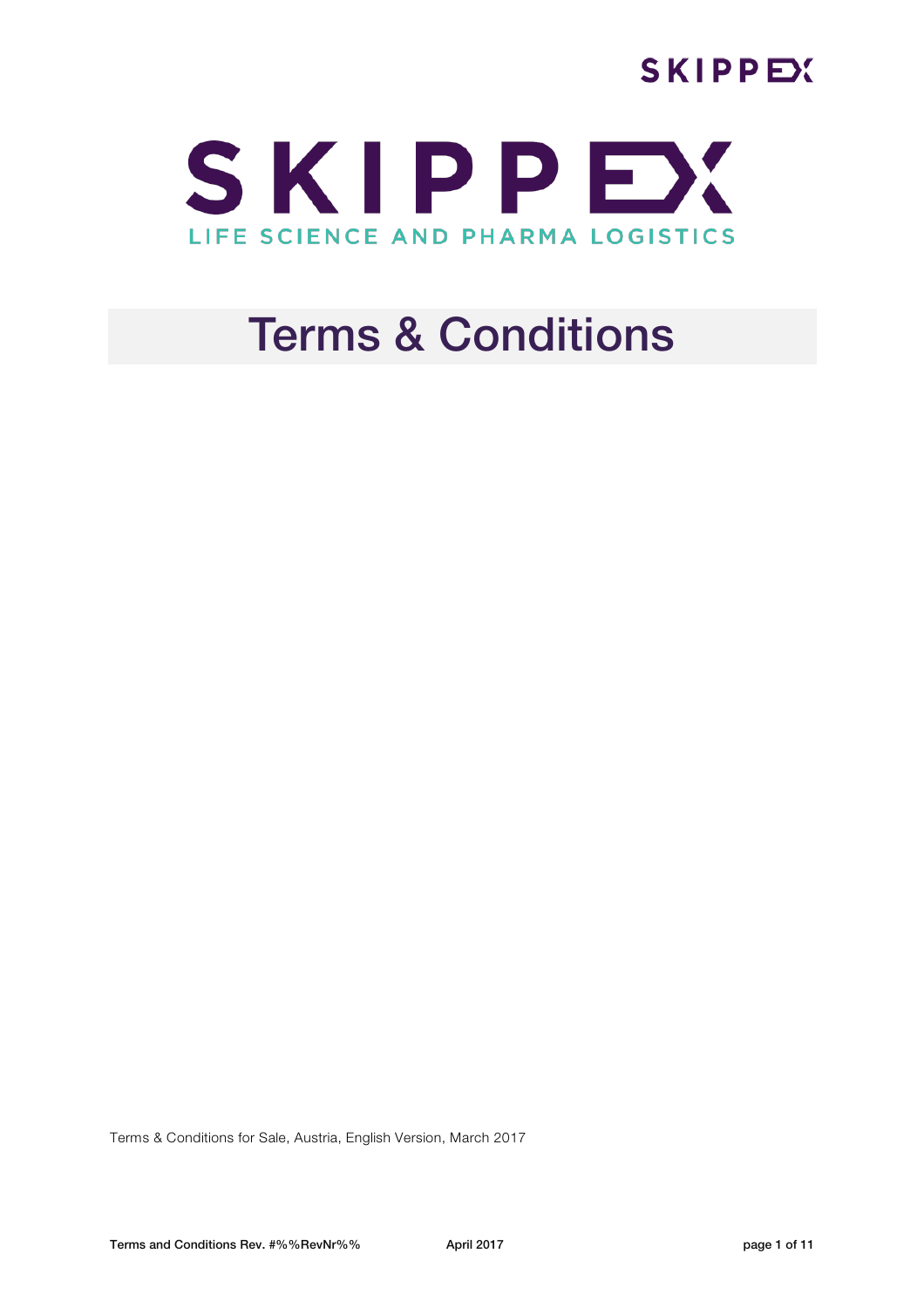# SKIPPEX

LIFE SCIENCE AND PHARMA LOGISTICS

# Terms & Conditions

Terms & Conditions for Sale, Austria, English Version, March 2017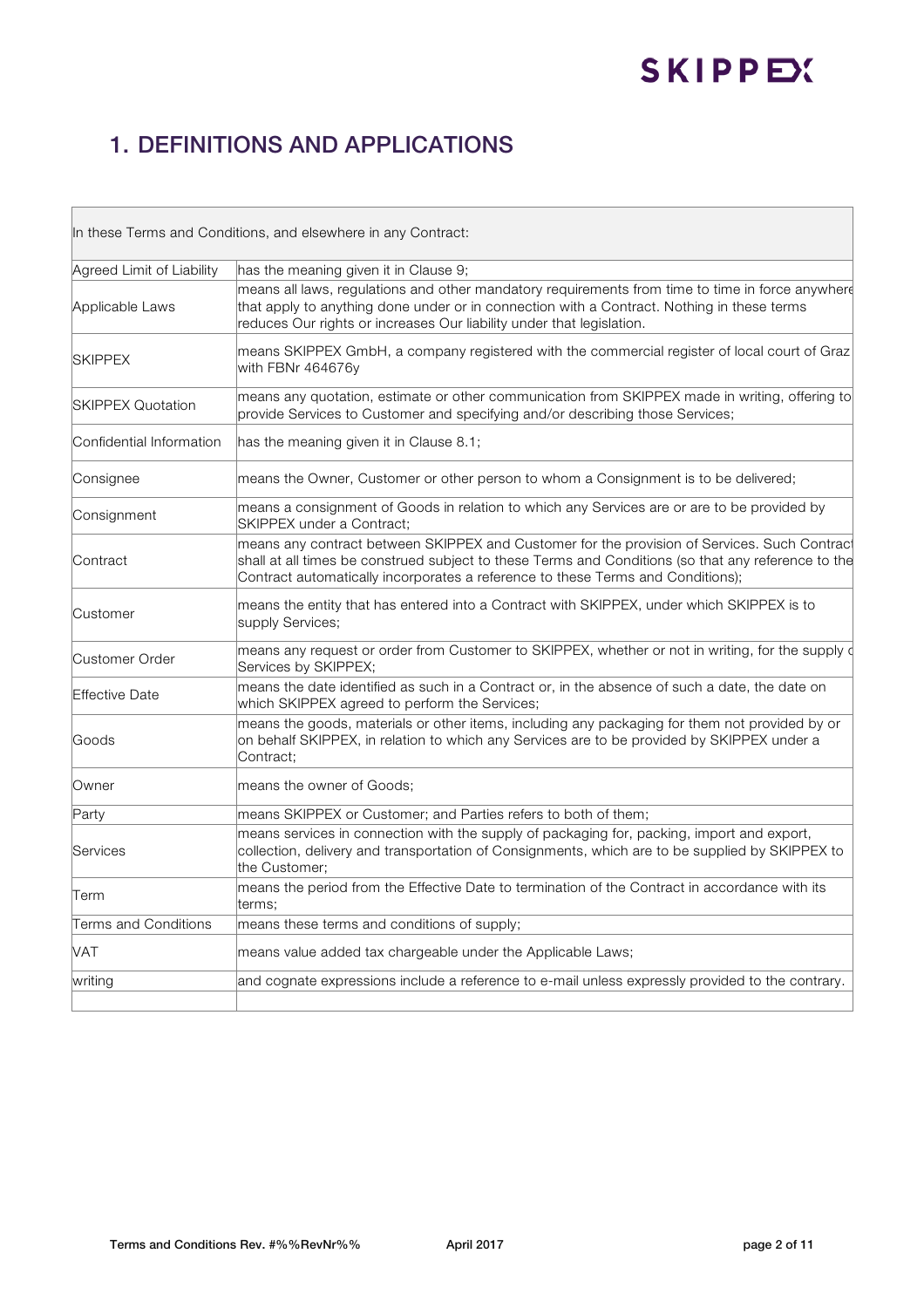# 1. DEFINITIONS AND APPLICATIONS

| In these Terms and Conditions, and elsewhere in any Contract: | |
|---|---|
| Agreed Limit of Liability | has the meaning given it in Clause 9; |
| Applicable Laws | means all laws, regulations and other mandatory requirements from time to time in force anywhere that apply to anything done under or in connection with a Contract. Nothing in these terms reduces Our rights or increases Our liability under that legislation. |
| SKIPPEX | means SKIPPEX GmbH, a company registered with the commercial register of local court of Graz with FBNr 464676y |
| SKIPPEX Quotation | means any quotation, estimate or other communication from SKIPPEX made in writing, offering to provide Services to Customer and specifying and/or describing those Services; |
| Confidential Information | has the meaning given it in Clause 8.1; |
| Consignee | means the Owner, Customer or other person to whom a Consignment is to be delivered; |
| Consignment | means a consignment of Goods in relation to which any Services are or are to be provided by SKIPPEX under a Contract; |
| Contract | means any contract between SKIPPEX and Customer for the provision of Services. Such Contract shall at all times be construed subject to these Terms and Conditions (so that any reference to the Contract automatically incorporates a reference to these Terms and Conditions); |
| Customer | means the entity that has entered into a Contract with SKIPPEX, under which SKIPPEX is to supply Services; |
| Customer Order | means any request or order from Customer to SKIPPEX, whether or not in writing, for the supply of Services by SKIPPEX; |
| Effective Date | means the date identified as such in a Contract or, in the absence of such a date, the date on which SKIPPEX agreed to perform the Services; |
| Goods | means the goods, materials or other items, including any packaging for them not provided by or on behalf SKIPPEX, in relation to which any Services are to be provided by SKIPPEX under a Contract; |
| Owner | means the owner of Goods; |
| Party | means SKIPPEX or Customer; and Parties refers to both of them; |
| Services | means services in connection with the supply of packaging for, packing, import and export, collection, delivery and transportation of Consignments, which are to be supplied by SKIPPEX to the Customer; |
| Term | means the period from the Effective Date to termination of the Contract in accordance with its terms; |
| Terms and Conditions | means these terms and conditions of supply; |
| VAT | means value added tax chargeable under the Applicable Laws; |
| writing | and cognate expressions include a reference to e-mail unless expressly provided to the contrary. |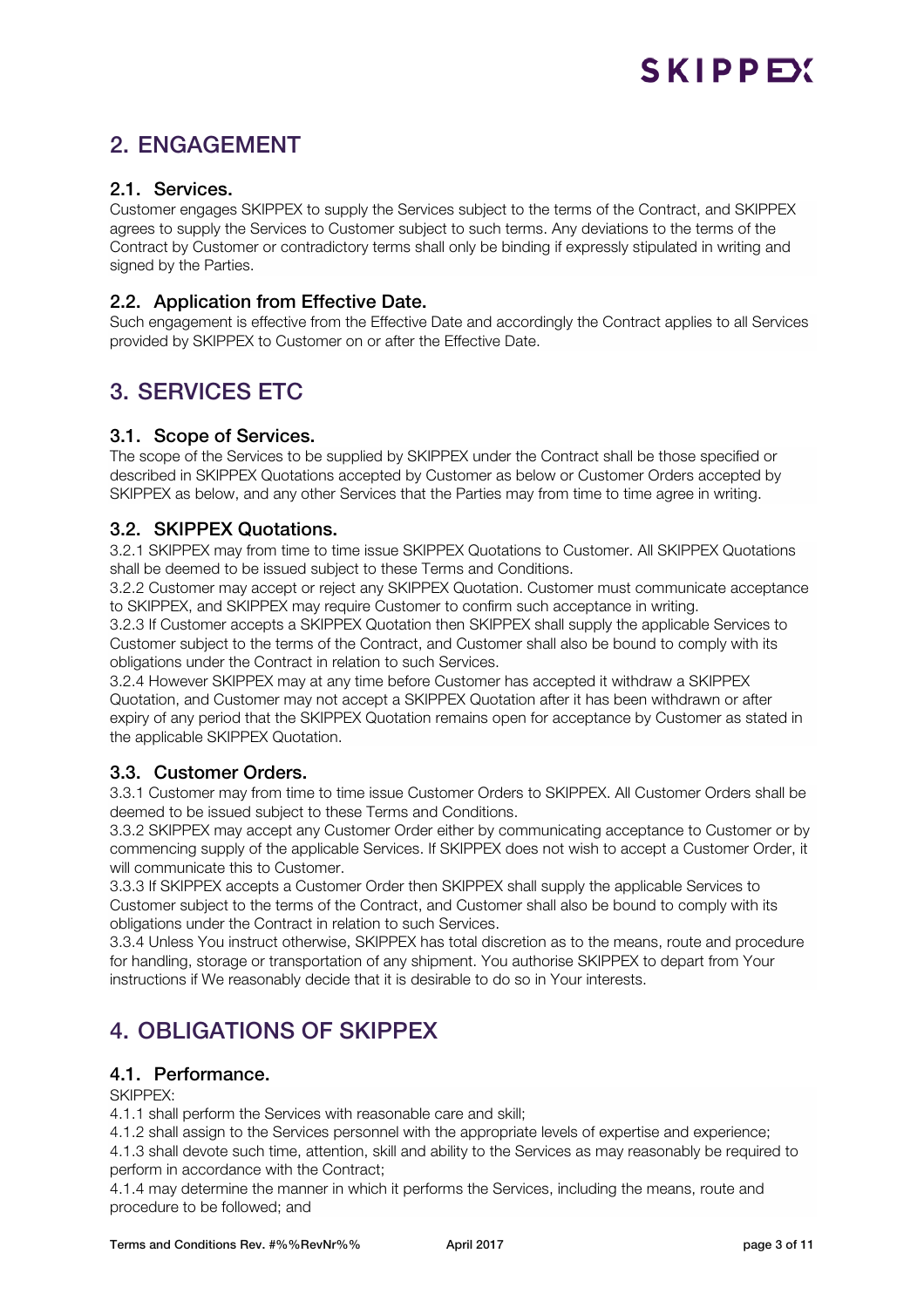## 2. ENGAGEMENT

### 2.1. Services.

Customer engages SKIPPEX to supply the Services subject to the terms of the Contract, and SKIPPEX agrees to supply the Services to Customer subject to such terms. Any deviations to the terms of the Contract by Customer or contradictory terms shall only be binding if expressly stipulated in writing and signed by the Parties.

### 2.2. Application from Effective Date.

Such engagement is effective from the Effective Date and accordingly the Contract applies to all Services provided by SKIPPEX to Customer on or after the Effective Date.

## 3. SERVICES ETC

### 3.1. Scope of Services.

The scope of the Services to be supplied by SKIPPEX under the Contract shall be those specified or described in SKIPPEX Quotations accepted by Customer as below or Customer Orders accepted by SKIPPEX as below, and any other Services that the Parties may from time to time agree in writing.

### 3.2. SKIPPEX Quotations.

3.2.1 SKIPPEX may from time to time issue SKIPPEX Quotations to Customer. All SKIPPEX Quotations shall be deemed to be issued subject to these Terms and Conditions.

3.2.2 Customer may accept or reject any SKIPPEX Quotation. Customer must communicate acceptance to SKIPPEX, and SKIPPEX may require Customer to confirm such acceptance in writing.

3.2.3 If Customer accepts a SKIPPEX Quotation then SKIPPEX shall supply the applicable Services to Customer subject to the terms of the Contract, and Customer shall also be bound to comply with its obligations under the Contract in relation to such Services.

3.2.4 However SKIPPEX may at any time before Customer has accepted it withdraw a SKIPPEX Quotation, and Customer may not accept a SKIPPEX Quotation after it has been withdrawn or after expiry of any period that the SKIPPEX Quotation remains open for acceptance by Customer as stated in the applicable SKIPPEX Quotation.

### 3.3. Customer Orders.

3.3.1 Customer may from time to time issue Customer Orders to SKIPPEX. All Customer Orders shall be deemed to be issued subject to these Terms and Conditions.

3.3.2 SKIPPEX may accept any Customer Order either by communicating acceptance to Customer or by commencing supply of the applicable Services. If SKIPPEX does not wish to accept a Customer Order, it will communicate this to Customer.

3.3.3 If SKIPPEX accepts a Customer Order then SKIPPEX shall supply the applicable Services to Customer subject to the terms of the Contract, and Customer shall also be bound to comply with its obligations under the Contract in relation to such Services.

3.3.4 Unless You instruct otherwise, SKIPPEX has total discretion as to the means, route and procedure for handling, storage or transportation of any shipment. You authorise SKIPPEX to depart from Your instructions if We reasonably decide that it is desirable to do so in Your interests.

## 4. OBLIGATIONS OF SKIPPEX

### 4.1. Performance.

SKIPPEX:

4.1.1 shall perform the Services with reasonable care and skill;

4.1.2 shall assign to the Services personnel with the appropriate levels of expertise and experience;

4.1.3 shall devote such time, attention, skill and ability to the Services as may reasonably be required to perform in accordance with the Contract;

4.1.4 may determine the manner in which it performs the Services, including the means, route and procedure to be followed; and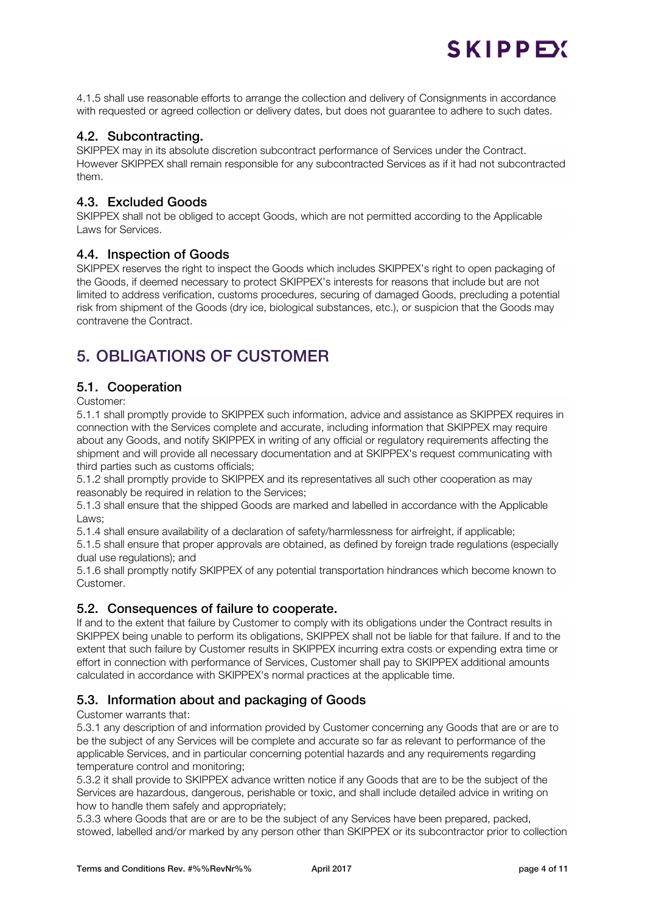4.1.5 shall use reasonable efforts to arrange the collection and delivery of Consignments in accordance with requested or agreed collection or delivery dates, but does not guarantee to adhere to such dates.

### 4.2. Subcontracting.

SKIPPEX may in its absolute discretion subcontract performance of Services under the Contract. However SKIPPEX shall remain responsible for any subcontracted Services as if it had not subcontracted them.

### 4.3. Excluded Goods

SKIPPEX shall not be obliged to accept Goods, which are not permitted according to the Applicable Laws for Services.

### 4.4. Inspection of Goods

SKIPPEX reserves the right to inspect the Goods which includes SKIPPEX's right to open packaging of the Goods, if deemed necessary to protect SKIPPEX's interests for reasons that include but are not limited to address verification, customs procedures, securing of damaged Goods, precluding a potential risk from shipment of the Goods (dry ice, biological substances, etc.), or suspicion that the Goods may contravene the Contract.

## 5. OBLIGATIONS OF CUSTOMER

### 5.1. Cooperation

Customer:

5.1.1 shall promptly provide to SKIPPEX such information, advice and assistance as SKIPPEX requires in connection with the Services complete and accurate, including information that SKIPPEX may require about any Goods, and notify SKIPPEX in writing of any official or regulatory requirements affecting the shipment and will provide all necessary documentation and at SKIPPEX's request communicating with third parties such as customs officials;

5.1.2 shall promptly provide to SKIPPEX and its representatives all such other cooperation as may reasonably be required in relation to the Services;

5.1.3 shall ensure that the shipped Goods are marked and labelled in accordance with the Applicable Laws;

5.1.4 shall ensure availability of a declaration of safety/harmlessness for airfreight, if applicable;

5.1.5 shall ensure that proper approvals are obtained, as defined by foreign trade regulations (especially dual use regulations); and

5.1.6 shall promptly notify SKIPPEX of any potential transportation hindrances which become known to Customer.

### 5.2. Consequences of failure to cooperate.

If and to the extent that failure by Customer to comply with its obligations under the Contract results in SKIPPEX being unable to perform its obligations, SKIPPEX shall not be liable for that failure. If and to the extent that such failure by Customer results in SKIPPEX incurring extra costs or expending extra time or effort in connection with performance of Services, Customer shall pay to SKIPPEX additional amounts calculated in accordance with SKIPPEX's normal practices at the applicable time.

### 5.3. Information about and packaging of Goods

Customer warrants that:

5.3.1 any description of and information provided by Customer concerning any Goods that are or are to be the subject of any Services will be complete and accurate so far as relevant to performance of the applicable Services, and in particular concerning potential hazards and any requirements regarding temperature control and monitoring;

5.3.2 it shall provide to SKIPPEX advance written notice if any Goods that are to be the subject of the Services are hazardous, dangerous, perishable or toxic, and shall include detailed advice in writing on how to handle them safely and appropriately;

5.3.3 where Goods that are or are to be the subject of any Services have been prepared, packed, stowed, labelled and/or marked by any person other than SKIPPEX or its subcontractor prior to collection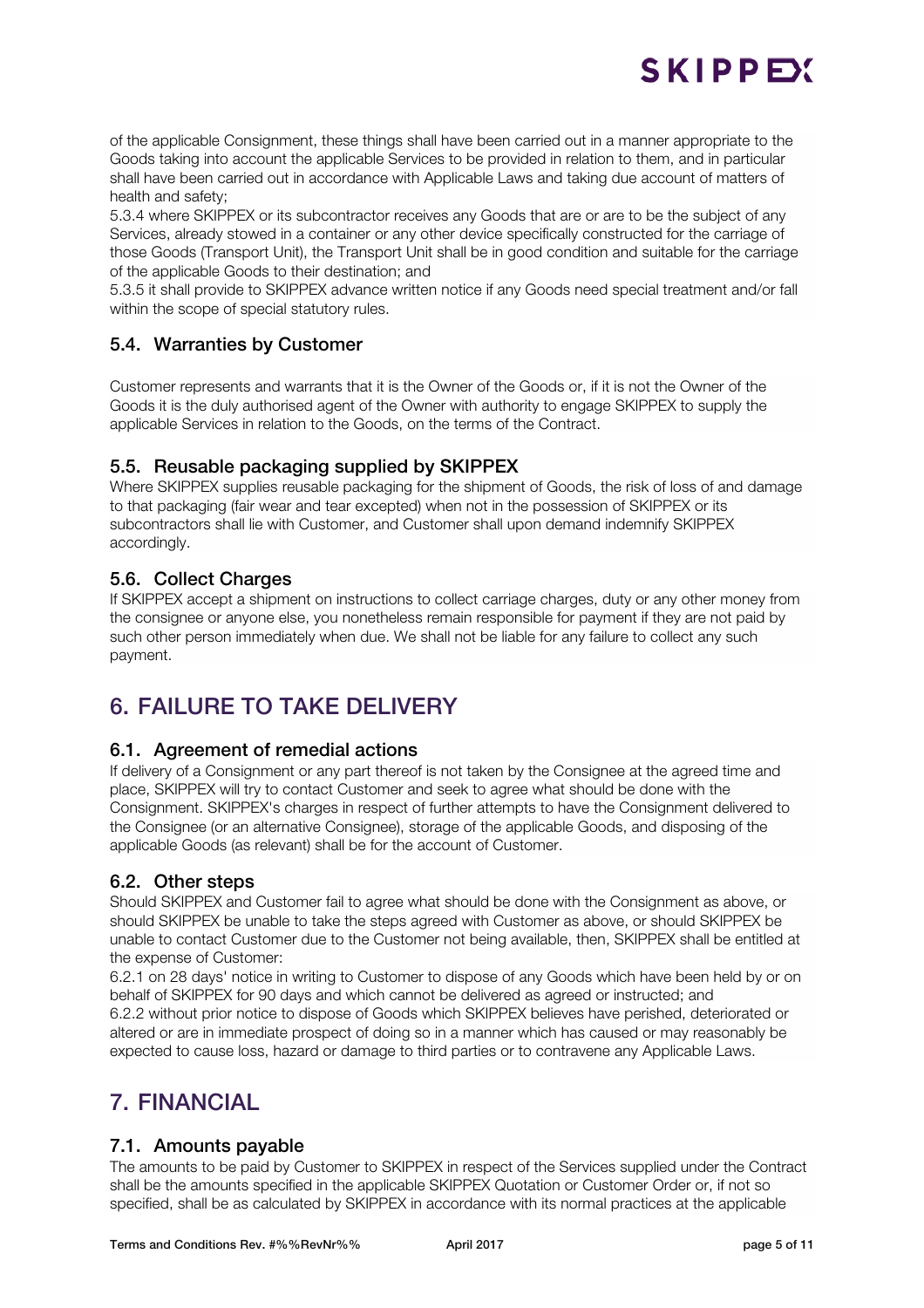of the applicable Consignment, these things shall have been carried out in a manner appropriate to the Goods taking into account the applicable Services to be provided in relation to them, and in particular shall have been carried out in accordance with Applicable Laws and taking due account of matters of health and safety;

5.3.4 where SKIPPEX or its subcontractor receives any Goods that are or are to be the subject of any Services, already stowed in a container or any other device specifically constructed for the carriage of those Goods (Transport Unit), the Transport Unit shall be in good condition and suitable for the carriage of the applicable Goods to their destination; and

5.3.5 it shall provide to SKIPPEX advance written notice if any Goods need special treatment and/or fall within the scope of special statutory rules.

### 5.4. Warranties by Customer

Customer represents and warrants that it is the Owner of the Goods or, if it is not the Owner of the Goods it is the duly authorised agent of the Owner with authority to engage SKIPPEX to supply the applicable Services in relation to the Goods, on the terms of the Contract.

### 5.5. Reusable packaging supplied by SKIPPEX

Where SKIPPEX supplies reusable packaging for the shipment of Goods, the risk of loss of and damage to that packaging (fair wear and tear excepted) when not in the possession of SKIPPEX or its subcontractors shall lie with Customer, and Customer shall upon demand indemnify SKIPPEX accordingly.

### 5.6. Collect Charges

If SKIPPEX accept a shipment on instructions to collect carriage charges, duty or any other money from the consignee or anyone else, you nonetheless remain responsible for payment if they are not paid by such other person immediately when due. We shall not be liable for any failure to collect any such payment.

## 6. FAILURE TO TAKE DELIVERY

### 6.1. Agreement of remedial actions

If delivery of a Consignment or any part thereof is not taken by the Consignee at the agreed time and place, SKIPPEX will try to contact Customer and seek to agree what should be done with the Consignment. SKIPPEX's charges in respect of further attempts to have the Consignment delivered to the Consignee (or an alternative Consignee), storage of the applicable Goods, and disposing of the applicable Goods (as relevant) shall be for the account of Customer.

### 6.2. Other steps

Should SKIPPEX and Customer fail to agree what should be done with the Consignment as above, or should SKIPPEX be unable to take the steps agreed with Customer as above, or should SKIPPEX be unable to contact Customer due to the Customer not being available, then, SKIPPEX shall be entitled at the expense of Customer:

6.2.1 on 28 days' notice in writing to Customer to dispose of any Goods which have been held by or on behalf of SKIPPEX for 90 days and which cannot be delivered as agreed or instructed; and

6.2.2 without prior notice to dispose of Goods which SKIPPEX believes have perished, deteriorated or altered or are in immediate prospect of doing so in a manner which has caused or may reasonably be expected to cause loss, hazard or damage to third parties or to contravene any Applicable Laws.

## 7. FINANCIAL

### 7.1. Amounts payable

The amounts to be paid by Customer to SKIPPEX in respect of the Services supplied under the Contract shall be the amounts specified in the applicable SKIPPEX Quotation or Customer Order or, if not so specified, shall be as calculated by SKIPPEX in accordance with its normal practices at the applicable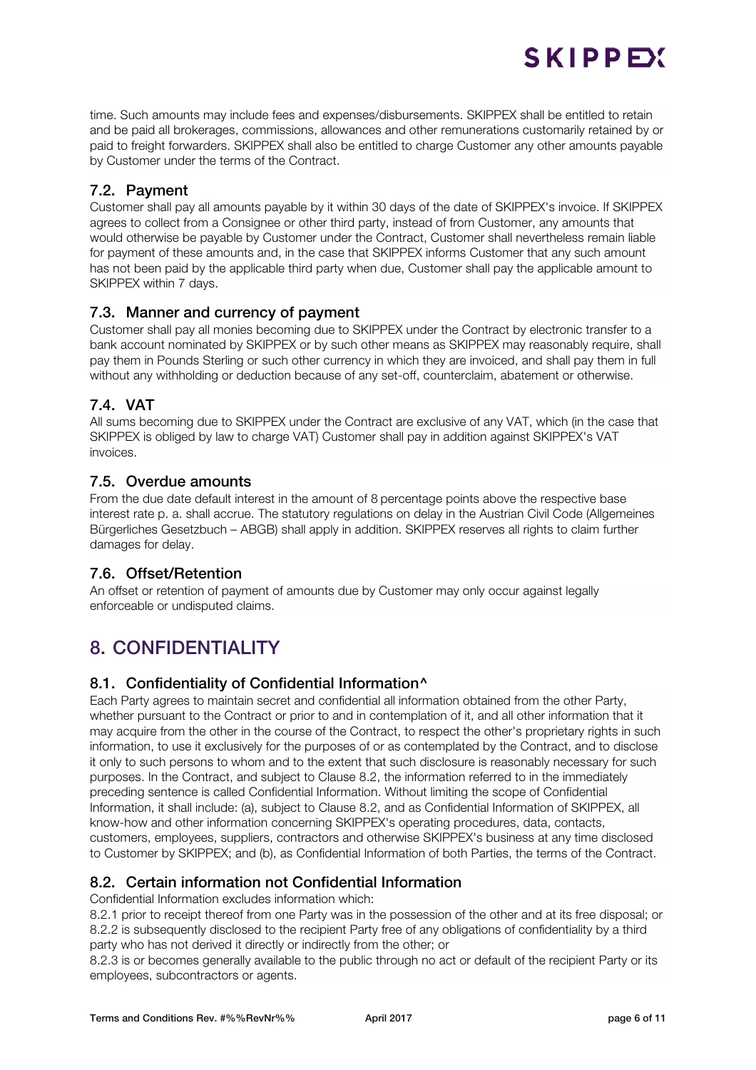time. Such amounts may include fees and expenses/disbursements. SKIPPEX shall be entitled to retain and be paid all brokerages, commissions, allowances and other remunerations customarily retained by or paid to freight forwarders. SKIPPEX shall also be entitled to charge Customer any other amounts payable by Customer under the terms of the Contract.

### 7.2. Payment

Customer shall pay all amounts payable by it within 30 days of the date of SKIPPEX's invoice. If SKIPPEX agrees to collect from a Consignee or other third party, instead of from Customer, any amounts that would otherwise be payable by Customer under the Contract, Customer shall nevertheless remain liable for payment of these amounts and, in the case that SKIPPEX informs Customer that any such amount has not been paid by the applicable third party when due, Customer shall pay the applicable amount to SKIPPEX within 7 days.

### 7.3. Manner and currency of payment

Customer shall pay all monies becoming due to SKIPPEX under the Contract by electronic transfer to a bank account nominated by SKIPPEX or by such other means as SKIPPEX may reasonably require, shall pay them in Pounds Sterling or such other currency in which they are invoiced, and shall pay them in full without any withholding or deduction because of any set-off, counterclaim, abatement or otherwise.

### 7.4. VAT

All sums becoming due to SKIPPEX under the Contract are exclusive of any VAT, which (in the case that SKIPPEX is obliged by law to charge VAT) Customer shall pay in addition against SKIPPEX's VAT invoices.

### 7.5. Overdue amounts

From the due date default interest in the amount of 8 percentage points above the respective base interest rate p. a. shall accrue. The statutory regulations on delay in the Austrian Civil Code (Allgemeines Bürgerliches Gesetzbuch – ABGB) shall apply in addition. SKIPPEX reserves all rights to claim further damages for delay.

### 7.6. Offset/Retention

An offset or retention of payment of amounts due by Customer may only occur against legally enforceable or undisputed claims.

## 8. CONFIDENTIALITY

### 8.1. Confidentiality of Confidential Information^

Each Party agrees to maintain secret and confidential all information obtained from the other Party, whether pursuant to the Contract or prior to and in contemplation of it, and all other information that it may acquire from the other in the course of the Contract, to respect the other's proprietary rights in such information, to use it exclusively for the purposes of or as contemplated by the Contract, and to disclose it only to such persons to whom and to the extent that such disclosure is reasonably necessary for such purposes. In the Contract, and subject to Clause 8.2, the information referred to in the immediately preceding sentence is called Confidential Information. Without limiting the scope of Confidential Information, it shall include: (a), subject to Clause 8.2, and as Confidential Information of SKIPPEX, all know-how and other information concerning SKIPPEX's operating procedures, data, contacts, customers, employees, suppliers, contractors and otherwise SKIPPEX's business at any time disclosed to Customer by SKIPPEX; and (b), as Confidential Information of both Parties, the terms of the Contract.

### 8.2. Certain information not Confidential Information

Confidential Information excludes information which:

8.2.1 prior to receipt thereof from one Party was in the possession of the other and at its free disposal; or

8.2.2 is subsequently disclosed to the recipient Party free of any obligations of confidentiality by a third party who has not derived it directly or indirectly from the other; or

8.2.3 is or becomes generally available to the public through no act or default of the recipient Party or its employees, subcontractors or agents.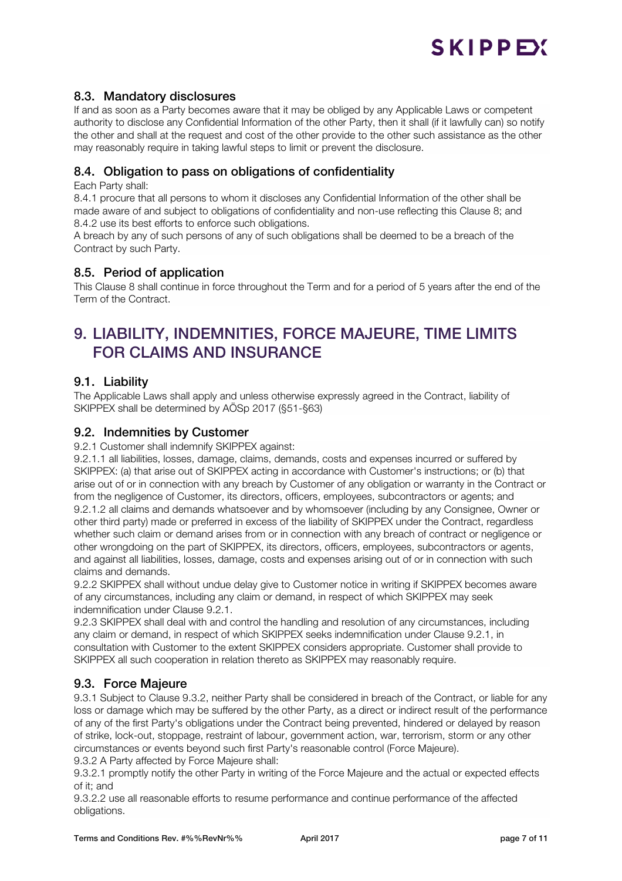### 8.3. Mandatory disclosures

If and as soon as a Party becomes aware that it may be obliged by any Applicable Laws or competent authority to disclose any Confidential Information of the other Party, then it shall (if it lawfully can) so notify the other and shall at the request and cost of the other provide to the other such assistance as the other may reasonably require in taking lawful steps to limit or prevent the disclosure.

### 8.4. Obligation to pass on obligations of confidentiality

Each Party shall:

8.4.1 procure that all persons to whom it discloses any Confidential Information of the other shall be made aware of and subject to obligations of confidentiality and non-use reflecting this Clause 8; and

8.4.2 use its best efforts to enforce such obligations.

A breach by any of such persons of any of such obligations shall be deemed to be a breach of the Contract by such Party.

### 8.5. Period of application

This Clause 8 shall continue in force throughout the Term and for a period of 5 years after the end of the Term of the Contract.

## 9. LIABILITY, INDEMNITIES, FORCE MAJEURE, TIME LIMITS FOR CLAIMS AND INSURANCE

### 9.1. Liability

The Applicable Laws shall apply and unless otherwise expressly agreed in the Contract, liability of SKIPPEX shall be determined by AÖSp 2017 (§51-§63)

### 9.2. Indemnities by Customer

9.2.1 Customer shall indemnify SKIPPEX against:

9.2.1.1 all liabilities, losses, damage, claims, demands, costs and expenses incurred or suffered by SKIPPEX: (a) that arise out of SKIPPEX acting in accordance with Customer's instructions; or (b) that arise out of or in connection with any breach by Customer of any obligation or warranty in the Contract or from the negligence of Customer, its directors, officers, employees, subcontractors or agents; and

9.2.1.2 all claims and demands whatsoever and by whomsoever (including by any Consignee, Owner or other third party) made or preferred in excess of the liability of SKIPPEX under the Contract, regardless whether such claim or demand arises from or in connection with any breach of contract or negligence or other wrongdoing on the part of SKIPPEX, its directors, officers, employees, subcontractors or agents, and against all liabilities, losses, damage, costs and expenses arising out of or in connection with such claims and demands.

9.2.2 SKIPPEX shall without undue delay give to Customer notice in writing if SKIPPEX becomes aware of any circumstances, including any claim or demand, in respect of which SKIPPEX may seek indemnification under Clause 9.2.1.

9.2.3 SKIPPEX shall deal with and control the handling and resolution of any circumstances, including any claim or demand, in respect of which SKIPPEX seeks indemnification under Clause 9.2.1, in consultation with Customer to the extent SKIPPEX considers appropriate. Customer shall provide to SKIPPEX all such cooperation in relation thereto as SKIPPEX may reasonably require.

### 9.3. Force Majeure

9.3.1 Subject to Clause 9.3.2, neither Party shall be considered in breach of the Contract, or liable for any loss or damage which may be suffered by the other Party, as a direct or indirect result of the performance of any of the first Party's obligations under the Contract being prevented, hindered or delayed by reason of strike, lock-out, stoppage, restraint of labour, government action, war, terrorism, storm or any other circumstances or events beyond such first Party's reasonable control (Force Majeure).

9.3.2 A Party affected by Force Majeure shall:

9.3.2.1 promptly notify the other Party in writing of the Force Majeure and the actual or expected effects of it; and

9.3.2.2 use all reasonable efforts to resume performance and continue performance of the affected obligations.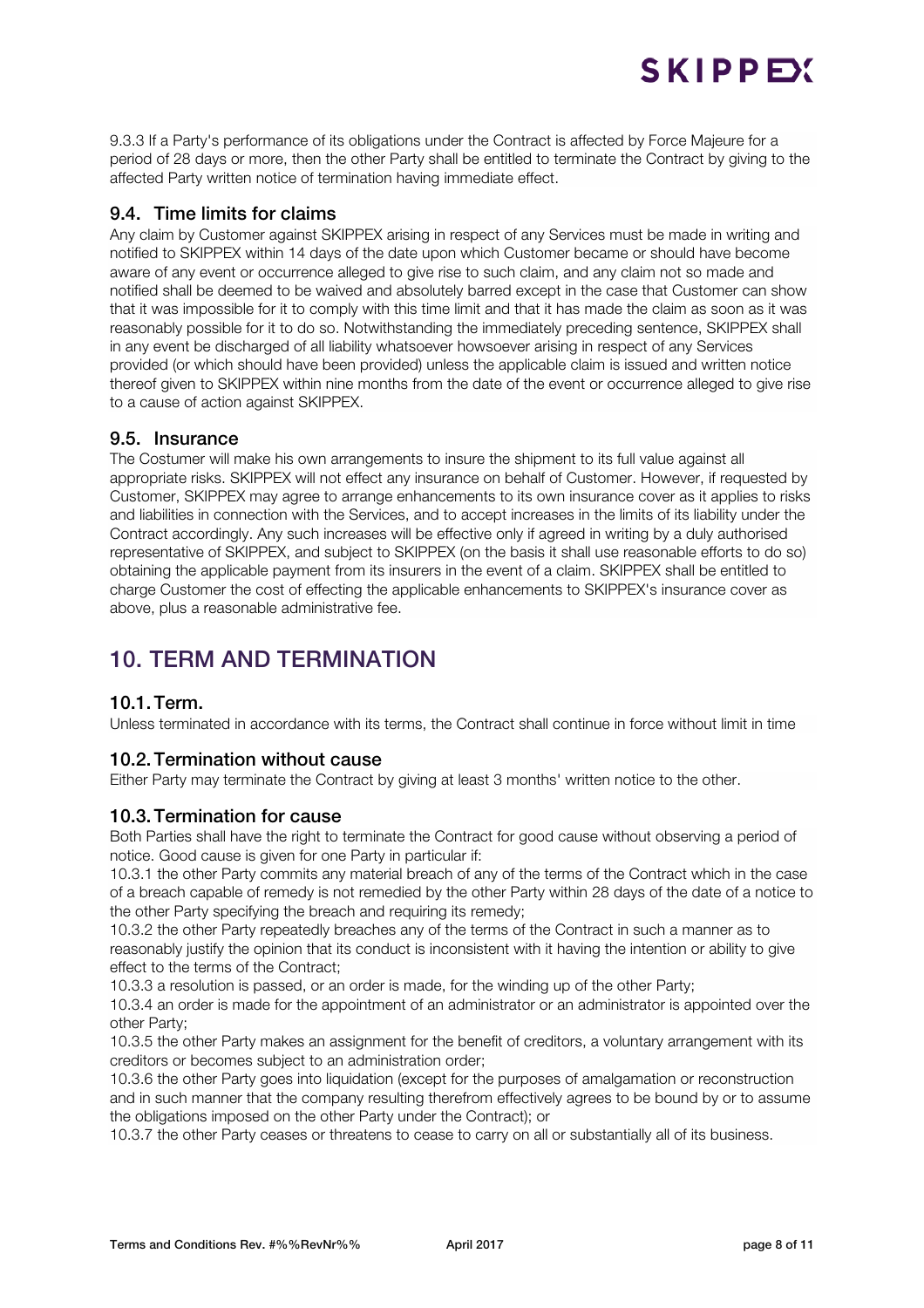9.3.3 If a Party's performance of its obligations under the Contract is affected by Force Majeure for a period of 28 days or more, then the other Party shall be entitled to terminate the Contract by giving to the affected Party written notice of termination having immediate effect.

### 9.4. Time limits for claims

Any claim by Customer against SKIPPEX arising in respect of any Services must be made in writing and notified to SKIPPEX within 14 days of the date upon which Customer became or should have become aware of any event or occurrence alleged to give rise to such claim, and any claim not so made and notified shall be deemed to be waived and absolutely barred except in the case that Customer can show that it was impossible for it to comply with this time limit and that it has made the claim as soon as it was reasonably possible for it to do so. Notwithstanding the immediately preceding sentence, SKIPPEX shall in any event be discharged of all liability whatsoever howsoever arising in respect of any Services provided (or which should have been provided) unless the applicable claim is issued and written notice thereof given to SKIPPEX within nine months from the date of the event or occurrence alleged to give rise to a cause of action against SKIPPEX.

### 9.5. Insurance

The Costumer will make his own arrangements to insure the shipment to its full value against all appropriate risks. SKIPPEX will not effect any insurance on behalf of Customer. However, if requested by Customer, SKIPPEX may agree to arrange enhancements to its own insurance cover as it applies to risks and liabilities in connection with the Services, and to accept increases in the limits of its liability under the Contract accordingly. Any such increases will be effective only if agreed in writing by a duly authorised representative of SKIPPEX, and subject to SKIPPEX (on the basis it shall use reasonable efforts to do so) obtaining the applicable payment from its insurers in the event of a claim. SKIPPEX shall be entitled to charge Customer the cost of effecting the applicable enhancements to SKIPPEX's insurance cover as above, plus a reasonable administrative fee.

## 10. TERM AND TERMINATION

### 10.1. Term.

Unless terminated in accordance with its terms, the Contract shall continue in force without limit in time

### 10.2. Termination without cause

Either Party may terminate the Contract by giving at least 3 months' written notice to the other.

### 10.3. Termination for cause

Both Parties shall have the right to terminate the Contract for good cause without observing a period of notice. Good cause is given for one Party in particular if:

10.3.1 the other Party commits any material breach of any of the terms of the Contract which in the case of a breach capable of remedy is not remedied by the other Party within 28 days of the date of a notice to the other Party specifying the breach and requiring its remedy;

10.3.2 the other Party repeatedly breaches any of the terms of the Contract in such a manner as to reasonably justify the opinion that its conduct is inconsistent with it having the intention or ability to give effect to the terms of the Contract;

10.3.3 a resolution is passed, or an order is made, for the winding up of the other Party;

10.3.4 an order is made for the appointment of an administrator or an administrator is appointed over the other Party;

10.3.5 the other Party makes an assignment for the benefit of creditors, a voluntary arrangement with its creditors or becomes subject to an administration order;

10.3.6 the other Party goes into liquidation (except for the purposes of amalgamation or reconstruction and in such manner that the company resulting therefrom effectively agrees to be bound by or to assume the obligations imposed on the other Party under the Contract); or

10.3.7 the other Party ceases or threatens to cease to carry on all or substantially all of its business.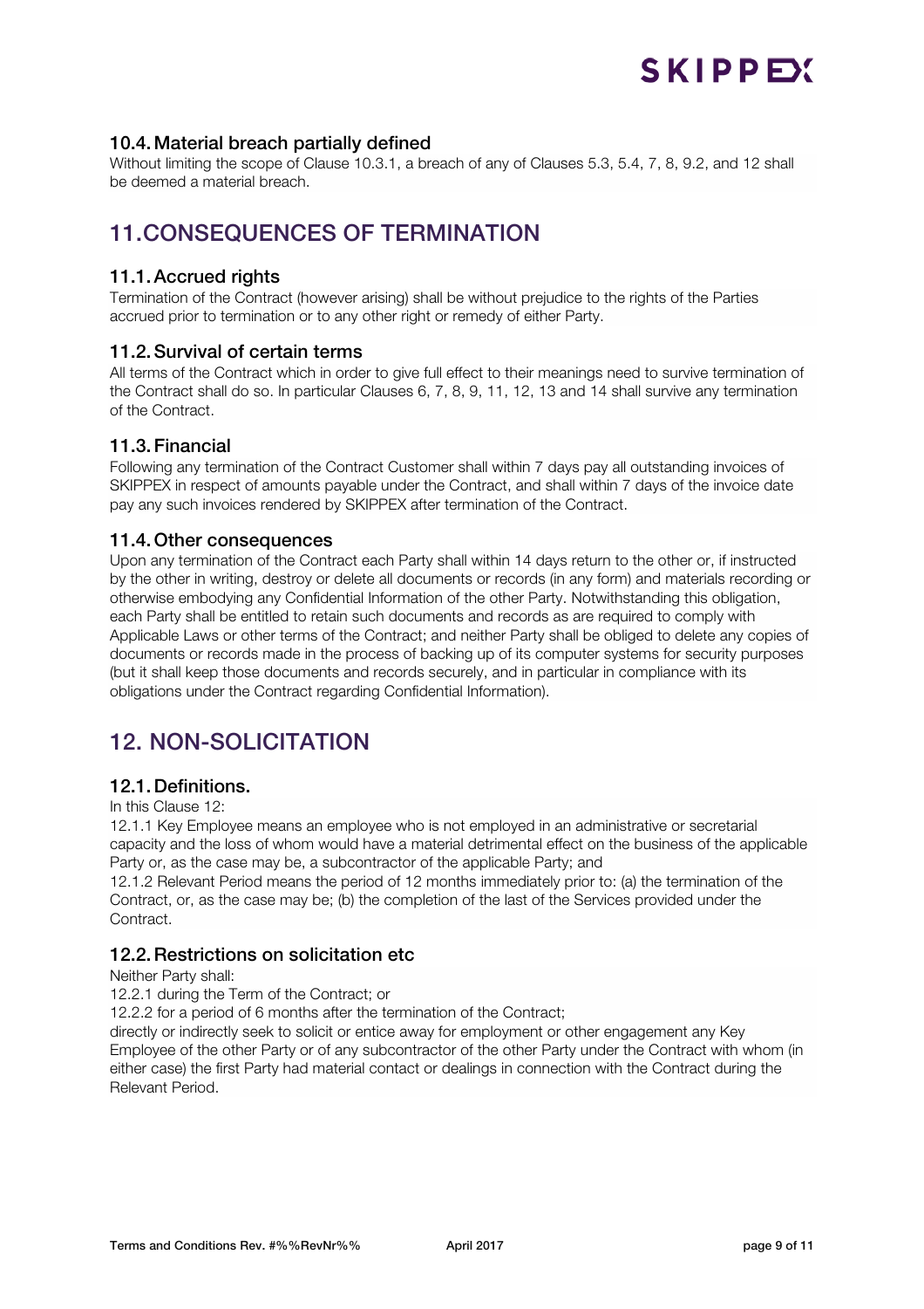### 10.4. Material breach partially defined

Without limiting the scope of Clause 10.3.1, a breach of any of Clauses 5.3, 5.4, 7, 8, 9.2, and 12 shall be deemed a material breach.

## 11. CONSEQUENCES OF TERMINATION

### 11.1. Accrued rights

Termination of the Contract (however arising) shall be without prejudice to the rights of the Parties accrued prior to termination or to any other right or remedy of either Party.

### 11.2. Survival of certain terms

All terms of the Contract which in order to give full effect to their meanings need to survive termination of the Contract shall do so. In particular Clauses 6, 7, 8, 9, 11, 12, 13 and 14 shall survive any termination of the Contract.

### 11.3. Financial

Following any termination of the Contract Customer shall within 7 days pay all outstanding invoices of SKIPPEX in respect of amounts payable under the Contract, and shall within 7 days of the invoice date pay any such invoices rendered by SKIPPEX after termination of the Contract.

### 11.4. Other consequences

Upon any termination of the Contract each Party shall within 14 days return to the other or, if instructed by the other in writing, destroy or delete all documents or records (in any form) and materials recording or otherwise embodying any Confidential Information of the other Party. Notwithstanding this obligation, each Party shall be entitled to retain such documents and records as are required to comply with Applicable Laws or other terms of the Contract; and neither Party shall be obliged to delete any copies of documents or records made in the process of backing up of its computer systems for security purposes (but it shall keep those documents and records securely, and in particular in compliance with its obligations under the Contract regarding Confidential Information).

## 12. NON-SOLICITATION

### 12.1. Definitions.

In this Clause 12:

12.1.1 Key Employee means an employee who is not employed in an administrative or secretarial capacity and the loss of whom would have a material detrimental effect on the business of the applicable Party or, as the case may be, a subcontractor of the applicable Party; and

12.1.2 Relevant Period means the period of 12 months immediately prior to: (a) the termination of the Contract, or, as the case may be; (b) the completion of the last of the Services provided under the Contract.

### 12.2. Restrictions on solicitation etc

Neither Party shall:

12.2.1 during the Term of the Contract; or

12.2.2 for a period of 6 months after the termination of the Contract;

directly or indirectly seek to solicit or entice away for employment or other engagement any Key Employee of the other Party or of any subcontractor of the other Party under the Contract with whom (in either case) the first Party had material contact or dealings in connection with the Contract during the Relevant Period.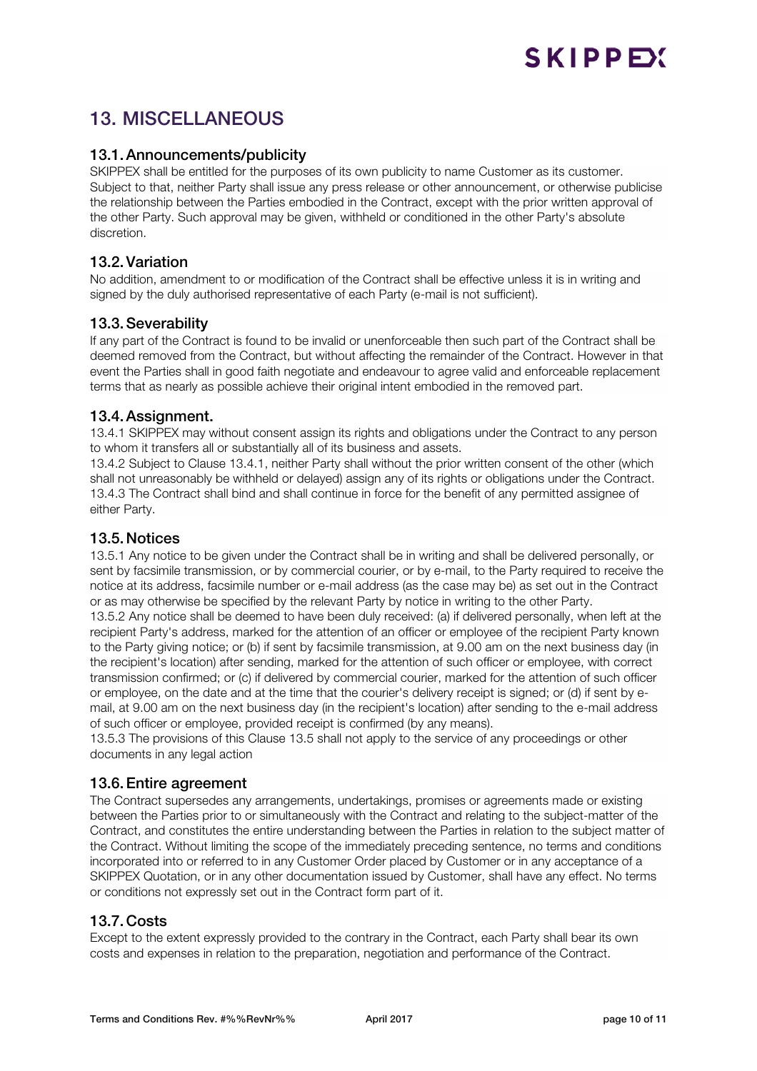## 13. MISCELLANEOUS

### 13.1. Announcements/publicity

SKIPPEX shall be entitled for the purposes of its own publicity to name Customer as its customer. Subject to that, neither Party shall issue any press release or other announcement, or otherwise publicise the relationship between the Parties embodied in the Contract, except with the prior written approval of the other Party. Such approval may be given, withheld or conditioned in the other Party's absolute discretion.

### 13.2. Variation

No addition, amendment to or modification of the Contract shall be effective unless it is in writing and signed by the duly authorised representative of each Party (e-mail is not sufficient).

### 13.3. Severability

If any part of the Contract is found to be invalid or unenforceable then such part of the Contract shall be deemed removed from the Contract, but without affecting the remainder of the Contract. However in that event the Parties shall in good faith negotiate and endeavour to agree valid and enforceable replacement terms that as nearly as possible achieve their original intent embodied in the removed part.

### 13.4. Assignment.

13.4.1 SKIPPEX may without consent assign its rights and obligations under the Contract to any person to whom it transfers all or substantially all of its business and assets.
13.4.2 Subject to Clause 13.4.1, neither Party shall without the prior written consent of the other (which shall not unreasonably be withheld or delayed) assign any of its rights or obligations under the Contract.
13.4.3 The Contract shall bind and shall continue in force for the benefit of any permitted assignee of either Party.

### 13.5. Notices

13.5.1 Any notice to be given under the Contract shall be in writing and shall be delivered personally, or sent by facsimile transmission, or by commercial courier, or by e-mail, to the Party required to receive the notice at its address, facsimile number or e-mail address (as the case may be) as set out in the Contract or as may otherwise be specified by the relevant Party by notice in writing to the other Party.
13.5.2 Any notice shall be deemed to have been duly received: (a) if delivered personally, when left at the recipient Party's address, marked for the attention of an officer or employee of the recipient Party known to the Party giving notice; or (b) if sent by facsimile transmission, at 9.00 am on the next business day (in the recipient's location) after sending, marked for the attention of such officer or employee, with correct transmission confirmed; or (c) if delivered by commercial courier, marked for the attention of such officer or employee, on the date and at the time that the courier's delivery receipt is signed; or (d) if sent by e-mail, at 9.00 am on the next business day (in the recipient's location) after sending to the e-mail address of such officer or employee, provided receipt is confirmed (by any means).
13.5.3 The provisions of this Clause 13.5 shall not apply to the service of any proceedings or other documents in any legal action

### 13.6. Entire agreement

The Contract supersedes any arrangements, undertakings, promises or agreements made or existing between the Parties prior to or simultaneously with the Contract and relating to the subject-matter of the Contract, and constitutes the entire understanding between the Parties in relation to the subject matter of the Contract. Without limiting the scope of the immediately preceding sentence, no terms and conditions incorporated into or referred to in any Customer Order placed by Customer or in any acceptance of a SKIPPEX Quotation, or in any other documentation issued by Customer, shall have any effect. No terms or conditions not expressly set out in the Contract form part of it.

### 13.7. Costs

Except to the extent expressly provided to the contrary in the Contract, each Party shall bear its own costs and expenses in relation to the preparation, negotiation and performance of the Contract.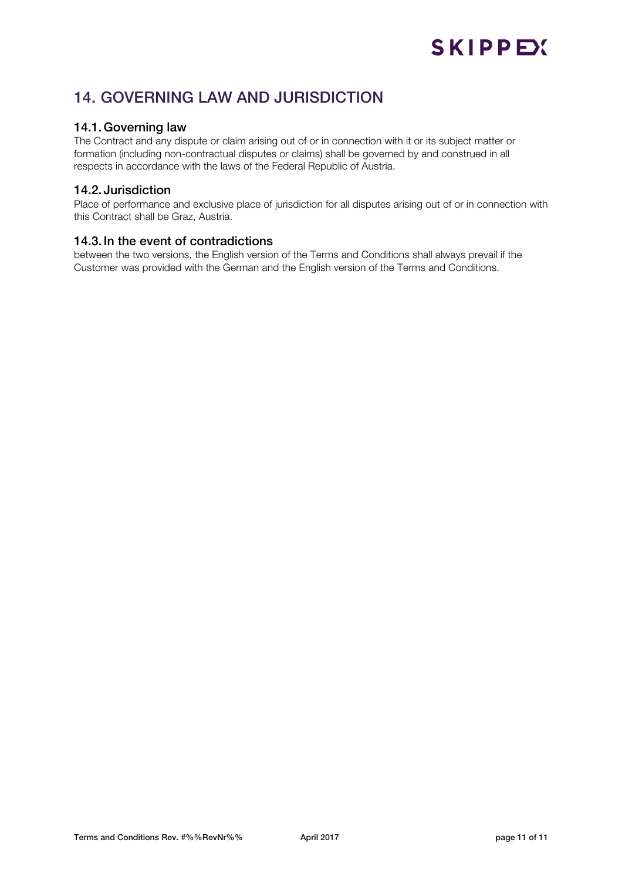# 14. GOVERNING LAW AND JURISDICTION

## 14.1. Governing law

The Contract and any dispute or claim arising out of or in connection with it or its subject matter or formation (including non-contractual disputes or claims) shall be governed by and construed in all respects in accordance with the laws of the Federal Republic of Austria.

## 14.2. Jurisdiction

Place of performance and exclusive place of jurisdiction for all disputes arising out of or in connection with this Contract shall be Graz, Austria.

## 14.3. In the event of contradictions

between the two versions, the English version of the Terms and Conditions shall always prevail if the Customer was provided with the German and the English version of the Terms and Conditions.